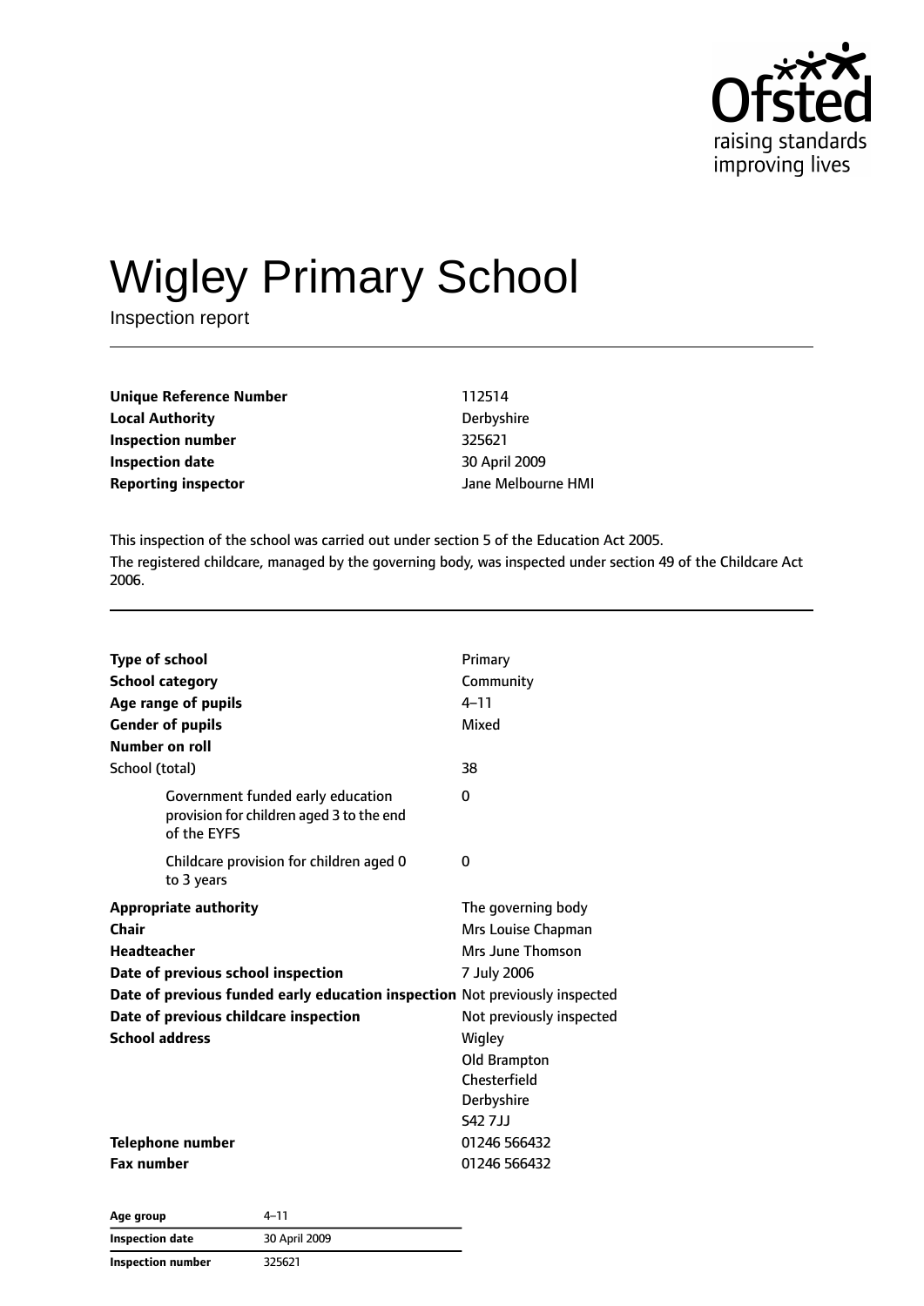# Wigley Primary School

Inspection report

| | |
|---|---|
| **Unique Reference Number** | 112514 |
| **Local Authority** | Derbyshire |
| **Inspection number** | 325621 |
| **Inspection date** | 30 April 2009 |
| **Reporting inspector** | Jane Melbourne HMI |

This inspection of the school was carried out under section 5 of the Education Act 2005.

The registered childcare, managed by the governing body, was inspected under section 49 of the Childcare Act 2006.

| | |
|---|---|
| **Type of school** | Primary |
| **School category** | Community |
| **Age range of pupils** | 4–11 |
| **Gender of pupils** | Mixed |
| **Number on roll** | |
| School (total) | 38 |
| Government funded early education provision for children aged 3 to the end of the EYFS | 0 |
| Childcare provision for children aged 0 to 3 years | 0 |
| **Appropriate authority** | The governing body |
| **Chair** | Mrs Louise Chapman |
| **Headteacher** | Mrs June Thomson |
| **Date of previous school inspection** | 7 July 2006 |
| **Date of previous funded early education inspection** | Not previously inspected |
| **Date of previous childcare inspection** | Not previously inspected |
| **School address** | Wigley<br>Old Brampton<br>Chesterfield<br>Derbyshire<br>S42 7JJ |
| **Telephone number** | 01246 566432 |
| **Fax number** | 01246 566432 |

| | |
|---|---|
| **Age group** | 4–11 |
| **Inspection date** | 30 April 2009 |
| **Inspection number** | 325621 |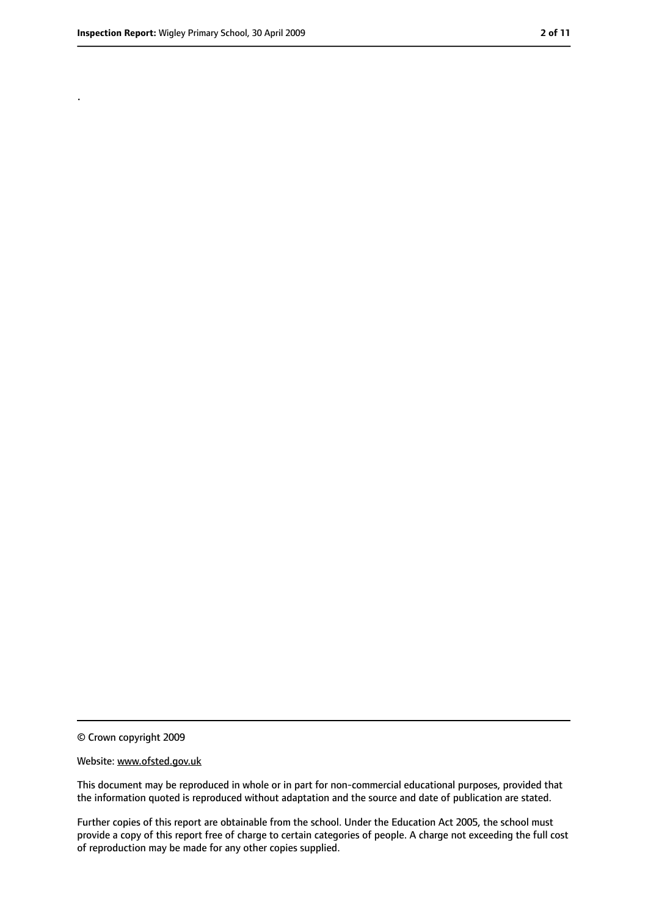.

© Crown copyright 2009

Website: www.ofsted.gov.uk

This document may be reproduced in whole or in part for non-commercial educational purposes, provided that the information quoted is reproduced without adaptation and the source and date of publication are stated.

Further copies of this report are obtainable from the school. Under the Education Act 2005, the school must provide a copy of this report free of charge to certain categories of people. A charge not exceeding the full cost of reproduction may be made for any other copies supplied.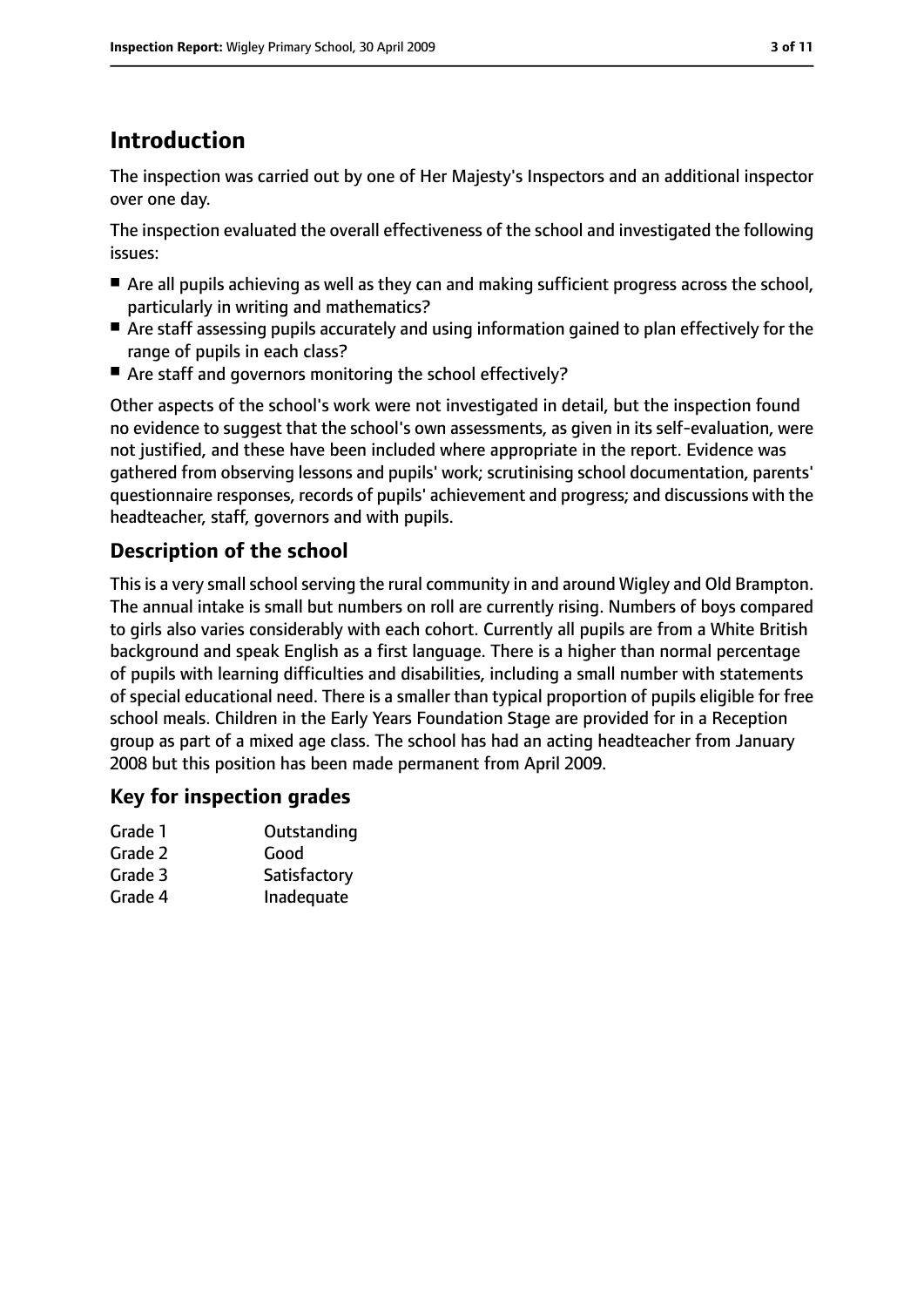# Introduction

The inspection was carried out by one of Her Majesty's Inspectors and an additional inspector over one day.

The inspection evaluated the overall effectiveness of the school and investigated the following issues:

- Are all pupils achieving as well as they can and making sufficient progress across the school, particularly in writing and mathematics?
- Are staff assessing pupils accurately and using information gained to plan effectively for the range of pupils in each class?
- Are staff and governors monitoring the school effectively?

Other aspects of the school's work were not investigated in detail, but the inspection found no evidence to suggest that the school's own assessments, as given in its self-evaluation, were not justified, and these have been included where appropriate in the report. Evidence was gathered from observing lessons and pupils' work; scrutinising school documentation, parents' questionnaire responses, records of pupils' achievement and progress; and discussions with the headteacher, staff, governors and with pupils.

## Description of the school

This is a very small school serving the rural community in and around Wigley and Old Brampton. The annual intake is small but numbers on roll are currently rising. Numbers of boys compared to girls also varies considerably with each cohort. Currently all pupils are from a White British background and speak English as a first language. There is a higher than normal percentage of pupils with learning difficulties and disabilities, including a small number with statements of special educational need. There is a smaller than typical proportion of pupils eligible for free school meals. Children in the Early Years Foundation Stage are provided for in a Reception group as part of a mixed age class. The school has had an acting headteacher from January 2008 but this position has been made permanent from April 2009.

## Key for inspection grades

| | |
|---|---|
| Grade 1 | Outstanding |
| Grade 2 | Good |
| Grade 3 | Satisfactory |
| Grade 4 | Inadequate |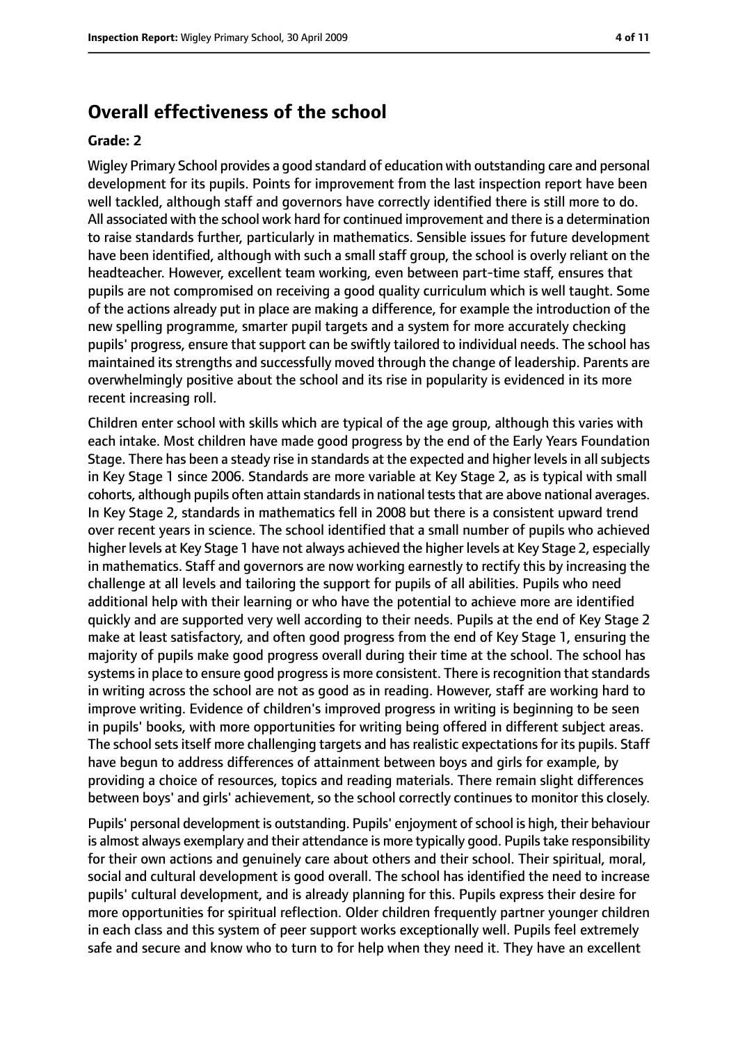## Overall effectiveness of the school

**Grade: 2**

Wigley Primary School provides a good standard of education with outstanding care and personal development for its pupils. Points for improvement from the last inspection report have been well tackled, although staff and governors have correctly identified there is still more to do. All associated with the school work hard for continued improvement and there is a determination to raise standards further, particularly in mathematics. Sensible issues for future development have been identified, although with such a small staff group, the school is overly reliant on the headteacher. However, excellent team working, even between part-time staff, ensures that pupils are not compromised on receiving a good quality curriculum which is well taught. Some of the actions already put in place are making a difference, for example the introduction of the new spelling programme, smarter pupil targets and a system for more accurately checking pupils' progress, ensure that support can be swiftly tailored to individual needs. The school has maintained its strengths and successfully moved through the change of leadership. Parents are overwhelmingly positive about the school and its rise in popularity is evidenced in its more recent increasing roll.

Children enter school with skills which are typical of the age group, although this varies with each intake. Most children have made good progress by the end of the Early Years Foundation Stage. There has been a steady rise in standards at the expected and higher levels in all subjects in Key Stage 1 since 2006. Standards are more variable at Key Stage 2, as is typical with small cohorts, although pupils often attain standards in national tests that are above national averages. In Key Stage 2, standards in mathematics fell in 2008 but there is a consistent upward trend over recent years in science. The school identified that a small number of pupils who achieved higher levels at Key Stage 1 have not always achieved the higher levels at Key Stage 2, especially in mathematics. Staff and governors are now working earnestly to rectify this by increasing the challenge at all levels and tailoring the support for pupils of all abilities. Pupils who need additional help with their learning or who have the potential to achieve more are identified quickly and are supported very well according to their needs. Pupils at the end of Key Stage 2 make at least satisfactory, and often good progress from the end of Key Stage 1, ensuring the majority of pupils make good progress overall during their time at the school. The school has systems in place to ensure good progress is more consistent. There is recognition that standards in writing across the school are not as good as in reading. However, staff are working hard to improve writing. Evidence of children's improved progress in writing is beginning to be seen in pupils' books, with more opportunities for writing being offered in different subject areas. The school sets itself more challenging targets and has realistic expectations for its pupils. Staff have begun to address differences of attainment between boys and girls for example, by providing a choice of resources, topics and reading materials. There remain slight differences between boys' and girls' achievement, so the school correctly continues to monitor this closely.

Pupils' personal development is outstanding. Pupils' enjoyment of school is high, their behaviour is almost always exemplary and their attendance is more typically good. Pupils take responsibility for their own actions and genuinely care about others and their school. Their spiritual, moral, social and cultural development is good overall. The school has identified the need to increase pupils' cultural development, and is already planning for this. Pupils express their desire for more opportunities for spiritual reflection. Older children frequently partner younger children in each class and this system of peer support works exceptionally well. Pupils feel extremely safe and secure and know who to turn to for help when they need it. They have an excellent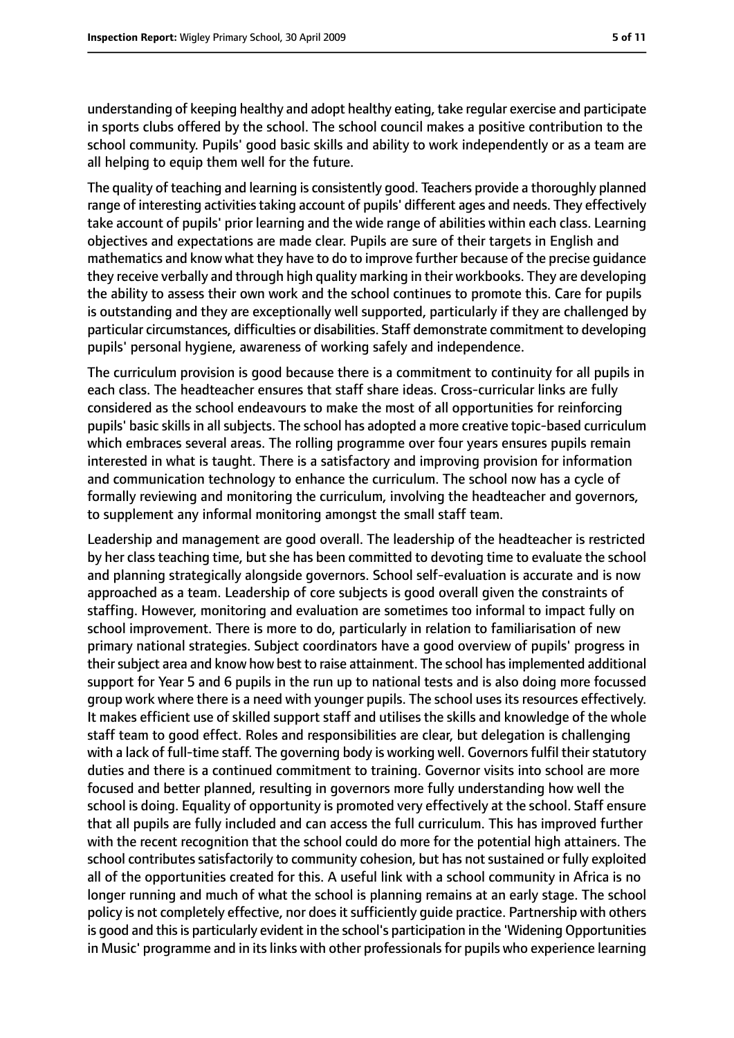understanding of keeping healthy and adopt healthy eating, take regular exercise and participate in sports clubs offered by the school. The school council makes a positive contribution to the school community. Pupils' good basic skills and ability to work independently or as a team are all helping to equip them well for the future.

The quality of teaching and learning is consistently good. Teachers provide a thoroughly planned range of interesting activities taking account of pupils' different ages and needs. They effectively take account of pupils' prior learning and the wide range of abilities within each class. Learning objectives and expectations are made clear. Pupils are sure of their targets in English and mathematics and know what they have to do to improve further because of the precise guidance they receive verbally and through high quality marking in their workbooks. They are developing the ability to assess their own work and the school continues to promote this. Care for pupils is outstanding and they are exceptionally well supported, particularly if they are challenged by particular circumstances, difficulties or disabilities. Staff demonstrate commitment to developing pupils' personal hygiene, awareness of working safely and independence.

The curriculum provision is good because there is a commitment to continuity for all pupils in each class. The headteacher ensures that staff share ideas. Cross-curricular links are fully considered as the school endeavours to make the most of all opportunities for reinforcing pupils' basic skills in all subjects. The school has adopted a more creative topic-based curriculum which embraces several areas. The rolling programme over four years ensures pupils remain interested in what is taught. There is a satisfactory and improving provision for information and communication technology to enhance the curriculum. The school now has a cycle of formally reviewing and monitoring the curriculum, involving the headteacher and governors, to supplement any informal monitoring amongst the small staff team.

Leadership and management are good overall. The leadership of the headteacher is restricted by her class teaching time, but she has been committed to devoting time to evaluate the school and planning strategically alongside governors. School self-evaluation is accurate and is now approached as a team. Leadership of core subjects is good overall given the constraints of staffing. However, monitoring and evaluation are sometimes too informal to impact fully on school improvement. There is more to do, particularly in relation to familiarisation of new primary national strategies. Subject coordinators have a good overview of pupils' progress in their subject area and know how best to raise attainment. The school has implemented additional support for Year 5 and 6 pupils in the run up to national tests and is also doing more focussed group work where there is a need with younger pupils. The school uses its resources effectively. It makes efficient use of skilled support staff and utilises the skills and knowledge of the whole staff team to good effect. Roles and responsibilities are clear, but delegation is challenging with a lack of full-time staff. The governing body is working well. Governors fulfil their statutory duties and there is a continued commitment to training. Governor visits into school are more focused and better planned, resulting in governors more fully understanding how well the school is doing. Equality of opportunity is promoted very effectively at the school. Staff ensure that all pupils are fully included and can access the full curriculum. This has improved further with the recent recognition that the school could do more for the potential high attainers. The school contributes satisfactorily to community cohesion, but has not sustained or fully exploited all of the opportunities created for this. A useful link with a school community in Africa is no longer running and much of what the school is planning remains at an early stage. The school policy is not completely effective, nor does it sufficiently guide practice. Partnership with others is good and this is particularly evident in the school's participation in the 'Widening Opportunities in Music' programme and in its links with other professionals for pupils who experience learning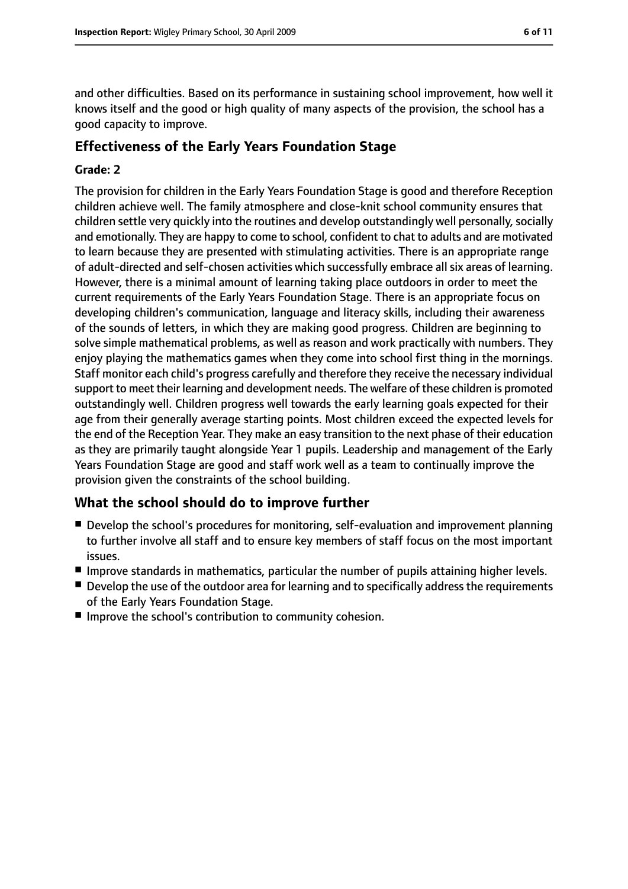and other difficulties. Based on its performance in sustaining school improvement, how well it knows itself and the good or high quality of many aspects of the provision, the school has a good capacity to improve.

## Effectiveness of the Early Years Foundation Stage

**Grade: 2**

The provision for children in the Early Years Foundation Stage is good and therefore Reception children achieve well. The family atmosphere and close-knit school community ensures that children settle very quickly into the routines and develop outstandingly well personally, socially and emotionally. They are happy to come to school, confident to chat to adults and are motivated to learn because they are presented with stimulating activities. There is an appropriate range of adult-directed and self-chosen activities which successfully embrace all six areas of learning. However, there is a minimal amount of learning taking place outdoors in order to meet the current requirements of the Early Years Foundation Stage. There is an appropriate focus on developing children's communication, language and literacy skills, including their awareness of the sounds of letters, in which they are making good progress. Children are beginning to solve simple mathematical problems, as well as reason and work practically with numbers. They enjoy playing the mathematics games when they come into school first thing in the mornings. Staff monitor each child's progress carefully and therefore they receive the necessary individual support to meet their learning and development needs. The welfare of these children is promoted outstandingly well. Children progress well towards the early learning goals expected for their age from their generally average starting points. Most children exceed the expected levels for the end of the Reception Year. They make an easy transition to the next phase of their education as they are primarily taught alongside Year 1 pupils. Leadership and management of the Early Years Foundation Stage are good and staff work well as a team to continually improve the provision given the constraints of the school building.

## What the school should do to improve further

- Develop the school's procedures for monitoring, self-evaluation and improvement planning to further involve all staff and to ensure key members of staff focus on the most important issues.
- Improve standards in mathematics, particular the number of pupils attaining higher levels.
- Develop the use of the outdoor area for learning and to specifically address the requirements of the Early Years Foundation Stage.
- Improve the school's contribution to community cohesion.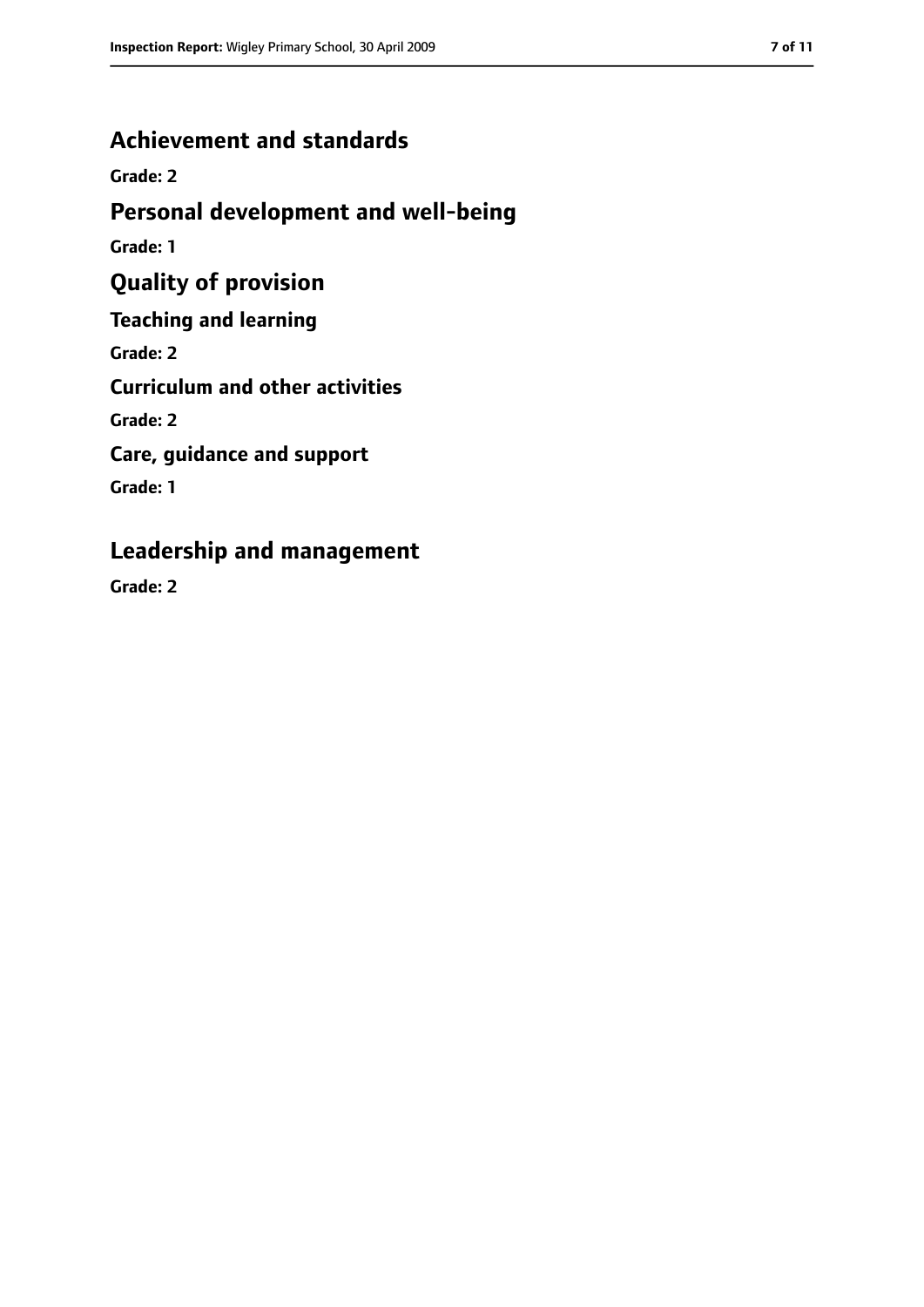## Achievement and standards

**Grade: 2**

## Personal development and well-being

**Grade: 1**

## Quality of provision

### Teaching and learning

**Grade: 2**

### Curriculum and other activities

**Grade: 2**

### Care, guidance and support

**Grade: 1**

## Leadership and management

**Grade: 2**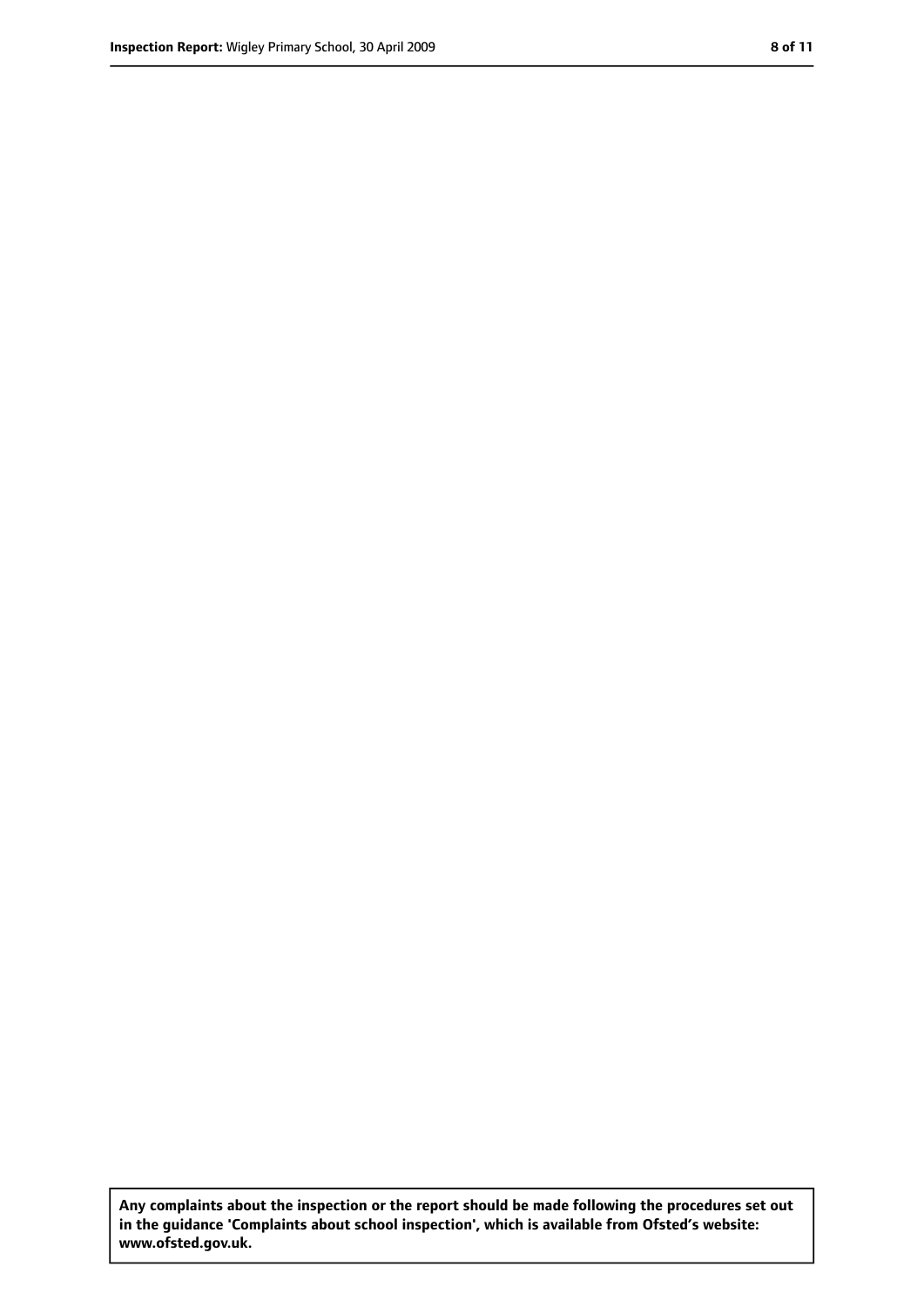**Any complaints about the inspection or the report should be made following the procedures set out in the guidance 'Complaints about school inspection', which is available from Ofsted's website: www.ofsted.gov.uk.**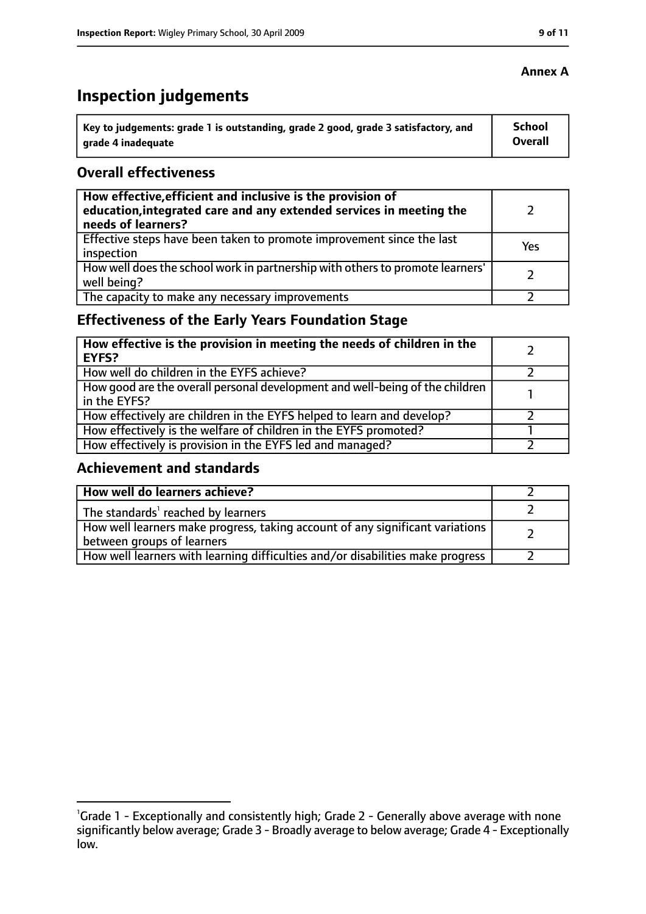**Annex A**

# Inspection judgements

| Key to judgements: grade 1 is outstanding, grade 2 good, grade 3 satisfactory, and grade 4 inadequate | School Overall |
|---|---|

## Overall effectiveness

| | |
|---|---|
| **How effective, efficient and inclusive is the provision of education, integrated care and any extended services in meeting the needs of learners?** | 2 |
| Effective steps have been taken to promote improvement since the last inspection | Yes |
| How well does the school work in partnership with others to promote learners' well being? | 2 |
| The capacity to make any necessary improvements | 2 |

## Effectiveness of the Early Years Foundation Stage

| | |
|---|---|
| **How effective is the provision in meeting the needs of children in the EYFS?** | 2 |
| How well do children in the EYFS achieve? | 2 |
| How good are the overall personal development and well-being of the children in the EYFS? | 1 |
| How effectively are children in the EYFS helped to learn and develop? | 2 |
| How effectively is the welfare of children in the EYFS promoted? | 1 |
| How effectively is provision in the EYFS led and managed? | 2 |

## Achievement and standards

| | |
|---|---|
| **How well do learners achieve?** | 2 |
| The standards[1] reached by learners | 2 |
| How well learners make progress, taking account of any significant variations between groups of learners | 2 |
| How well learners with learning difficulties and/or disabilities make progress | 2 |

[1]Grade 1 - Exceptionally and consistently high; Grade 2 - Generally above average with none significantly below average; Grade 3 - Broadly average to below average; Grade 4 - Exceptionally low.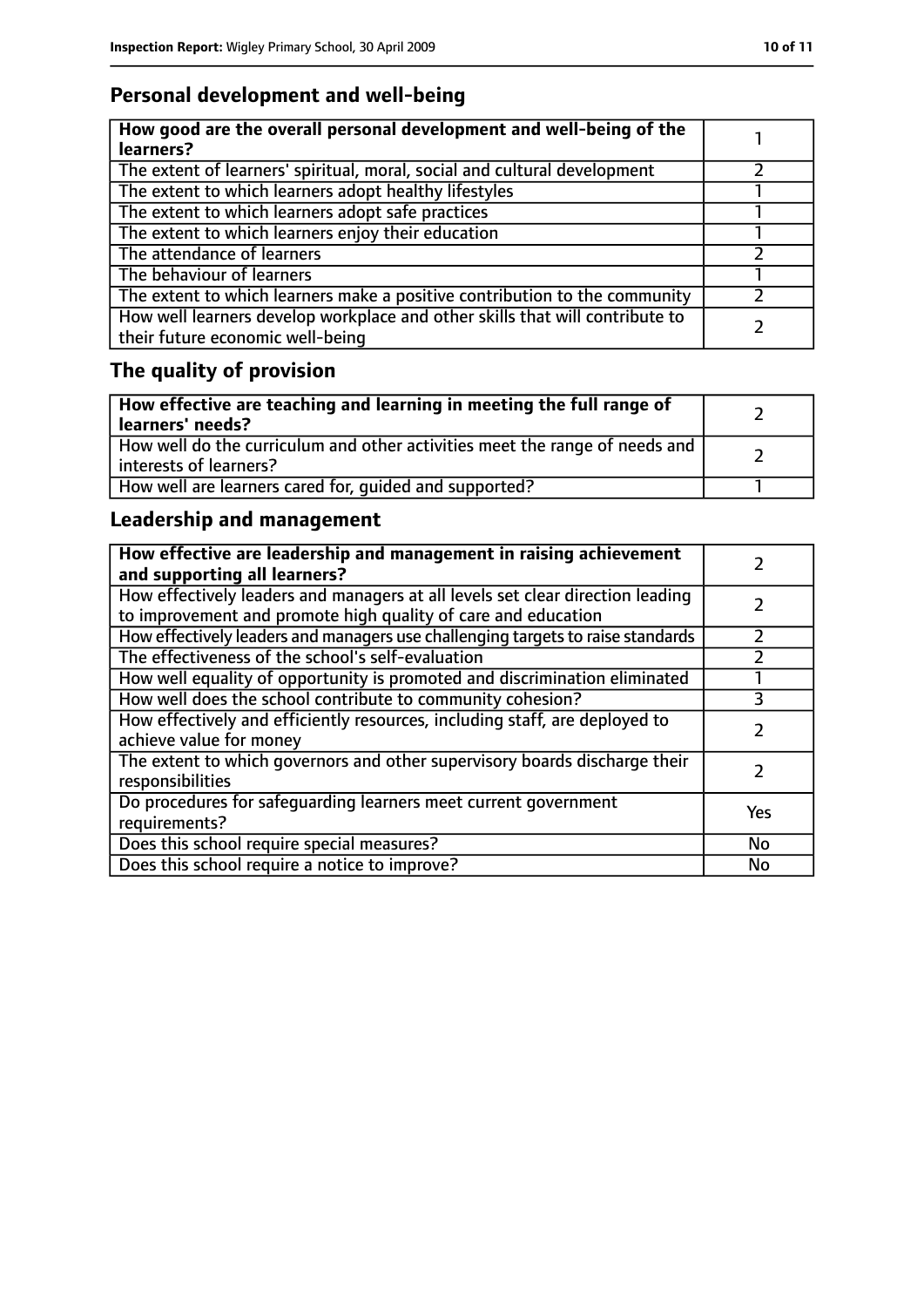## Personal development and well-being

| How good are the overall personal development and well-being of the learners? | 1 |
|---|---|
| The extent of learners' spiritual, moral, social and cultural development | 2 |
| The extent to which learners adopt healthy lifestyles | 1 |
| The extent to which learners adopt safe practices | 1 |
| The extent to which learners enjoy their education | 1 |
| The attendance of learners | 2 |
| The behaviour of learners | 1 |
| The extent to which learners make a positive contribution to the community | 2 |
| How well learners develop workplace and other skills that will contribute to their future economic well-being | 2 |

## The quality of provision

| How effective are teaching and learning in meeting the full range of learners' needs? | 2 |
|---|---|
| How well do the curriculum and other activities meet the range of needs and interests of learners? | 2 |
| How well are learners cared for, guided and supported? | 1 |

## Leadership and management

| How effective are leadership and management in raising achievement and supporting all learners? | 2 |
|---|---|
| How effectively leaders and managers at all levels set clear direction leading to improvement and promote high quality of care and education | 2 |
| How effectively leaders and managers use challenging targets to raise standards | 2 |
| The effectiveness of the school's self-evaluation | 2 |
| How well equality of opportunity is promoted and discrimination eliminated | 1 |
| How well does the school contribute to community cohesion? | 3 |
| How effectively and efficiently resources, including staff, are deployed to achieve value for money | 2 |
| The extent to which governors and other supervisory boards discharge their responsibilities | 2 |
| Do procedures for safeguarding learners meet current government requirements? | Yes |
| Does this school require special measures? | No |
| Does this school require a notice to improve? | No |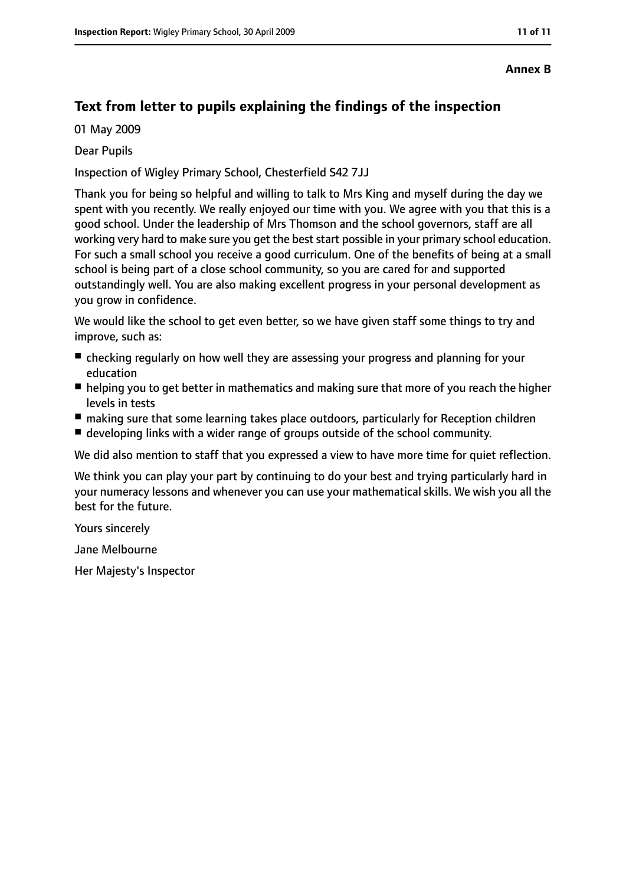**Annex B**

## Text from letter to pupils explaining the findings of the inspection

01 May 2009

Dear Pupils

Inspection of Wigley Primary School, Chesterfield S42 7JJ

Thank you for being so helpful and willing to talk to Mrs King and myself during the day we spent with you recently. We really enjoyed our time with you. We agree with you that this is a good school. Under the leadership of Mrs Thomson and the school governors, staff are all working very hard to make sure you get the best start possible in your primary school education. For such a small school you receive a good curriculum. One of the benefits of being at a small school is being part of a close school community, so you are cared for and supported outstandingly well. You are also making excellent progress in your personal development as you grow in confidence.

We would like the school to get even better, so we have given staff some things to try and improve, such as:

- checking regularly on how well they are assessing your progress and planning for your education
- helping you to get better in mathematics and making sure that more of you reach the higher levels in tests
- making sure that some learning takes place outdoors, particularly for Reception children
- developing links with a wider range of groups outside of the school community.

We did also mention to staff that you expressed a view to have more time for quiet reflection.

We think you can play your part by continuing to do your best and trying particularly hard in your numeracy lessons and whenever you can use your mathematical skills. We wish you all the best for the future.

Yours sincerely

Jane Melbourne

Her Majesty's Inspector